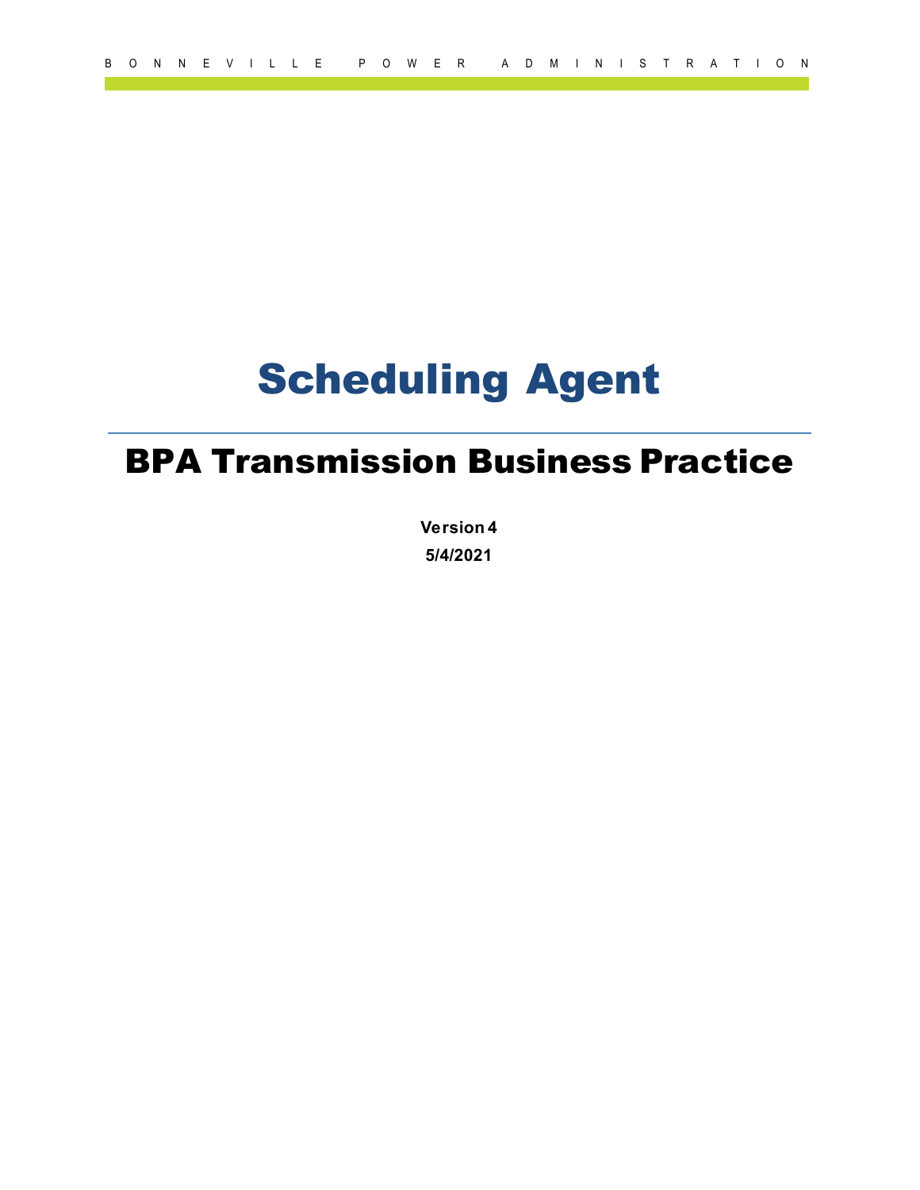# Scheduling Agent

## BPA Transmission Business Practice

**Version 4**

**5/4/2021**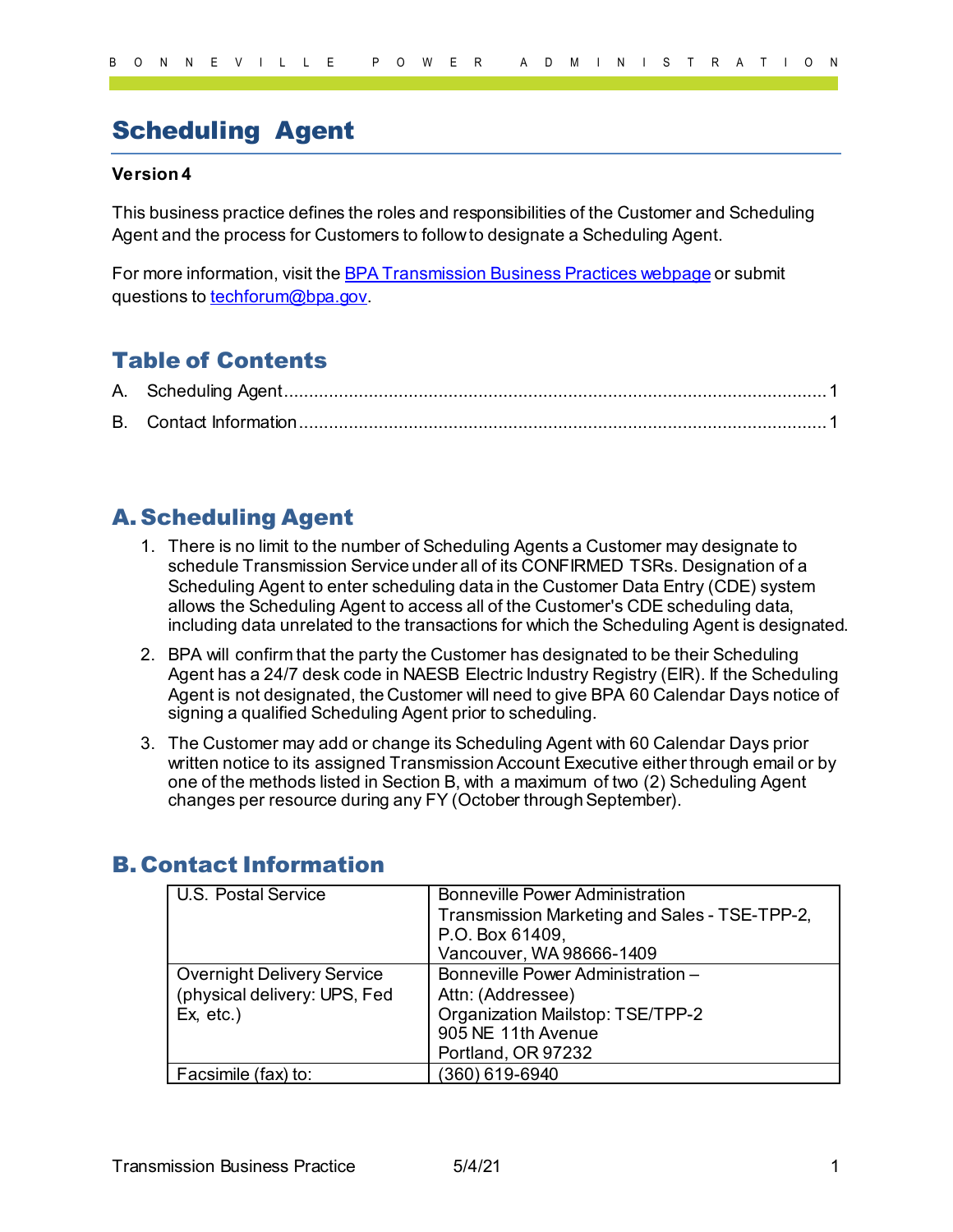# Scheduling Agent

**Version 4**

This business practice defines the roles and responsibilities of the Customer and Scheduling Agent and the process for Customers to follow to designate a Scheduling Agent.

For more information, visit the [BPA Transmission Business Practices webpage]() or submit questions to [techforum@bpa.gov]().

## Table of Contents

A. Scheduling Agent ..... 1

B. Contact Information ..... 1

## A. Scheduling Agent

1. There is no limit to the number of Scheduling Agents a Customer may designate to schedule Transmission Service under all of its CONFIRMED TSRs. Designation of a Scheduling Agent to enter scheduling data in the Customer Data Entry (CDE) system allows the Scheduling Agent to access all of the Customer's CDE scheduling data, including data unrelated to the transactions for which the Scheduling Agent is designated.
2. BPA will confirm that the party the Customer has designated to be their Scheduling Agent has a 24/7 desk code in NAESB Electric Industry Registry (EIR). If the Scheduling Agent is not designated, the Customer will need to give BPA 60 Calendar Days notice of signing a qualified Scheduling Agent prior to scheduling.
3. The Customer may add or change its Scheduling Agent with 60 Calendar Days prior written notice to its assigned Transmission Account Executive either through email or by one of the methods listed in Section B, with a maximum of two (2) Scheduling Agent changes per resource during any FY (October through September).

## B. Contact Information

| | |
|---|---|
| U.S. Postal Service | Bonneville Power Administration<br>Transmission Marketing and Sales - TSE-TPP-2,<br>P.O. Box 61409,<br>Vancouver, WA 98666-1409 |
| Overnight Delivery Service (physical delivery: UPS, Fed Ex, etc.) | Bonneville Power Administration –<br>Attn: (Addressee)<br>Organization Mailstop: TSE/TPP-2<br>905 NE 11th Avenue<br>Portland, OR 97232 |
| Facsimile (fax) to: | (360) 619-6940 |